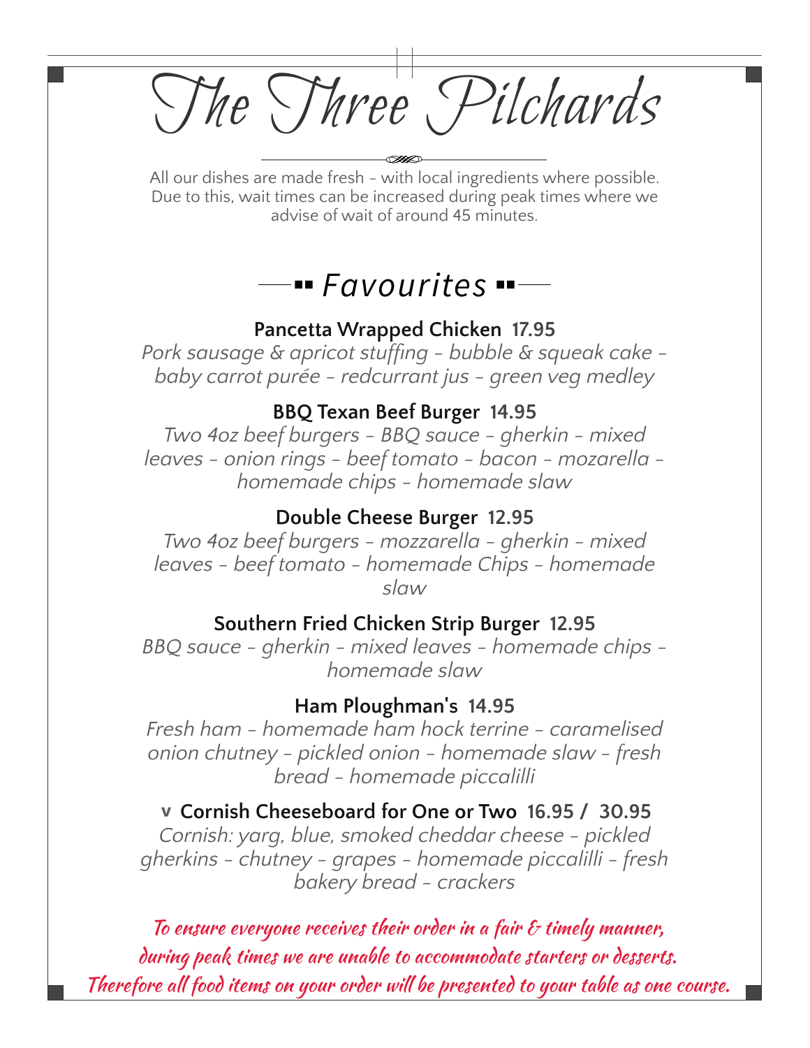# The Three Pilchards

All our dishes are made fresh - with local ingredients where possible. Due to this, wait times can be increased during peak times where we advise of wait of around 45 minutes.

## *Favourites*

### Pancetta Wrapped Chicken 17.95

*Pork sausage & apricot stuffing - bubble & squeak cake - baby carrot purée - redcurrant jus - green veg medley*

### BBQ Texan Beef Burger 14.95

*Two 4oz beef burgers - BBQ sauce - gherkin - mixed leaves - onion rings - beef tomato - bacon - mozarella - homemade chips - homemade slaw*

### Double Cheese Burger 12.95

*Two 4oz beef burgers - mozzarella - gherkin - mixed leaves - beef tomato - homemade Chips - homemade slaw*

### Southern Fried Chicken Strip Burger 12.95

*BBQ sauce - gherkin - mixed leaves - homemade chips - homemade slaw*

### Ham Ploughman's 14.95

*Fresh ham - homemade ham hock terrine - caramelised onion chutney - pickled onion - homemade slaw - fresh bread - homemade piccalilli*

### v Cornish Cheeseboard for One or Two 16.95 / 30.95

*Cornish: yarg, blue, smoked cheddar cheese - pickled gherkins - chutney - grapes - homemade piccalilli - fresh bakery bread - crackers*

To ensure everyone receives their order in a fair & timely manner, during peak times we are unable to accommodate starters or desserts. Therefore all food items on your order will be presented to your table as one course.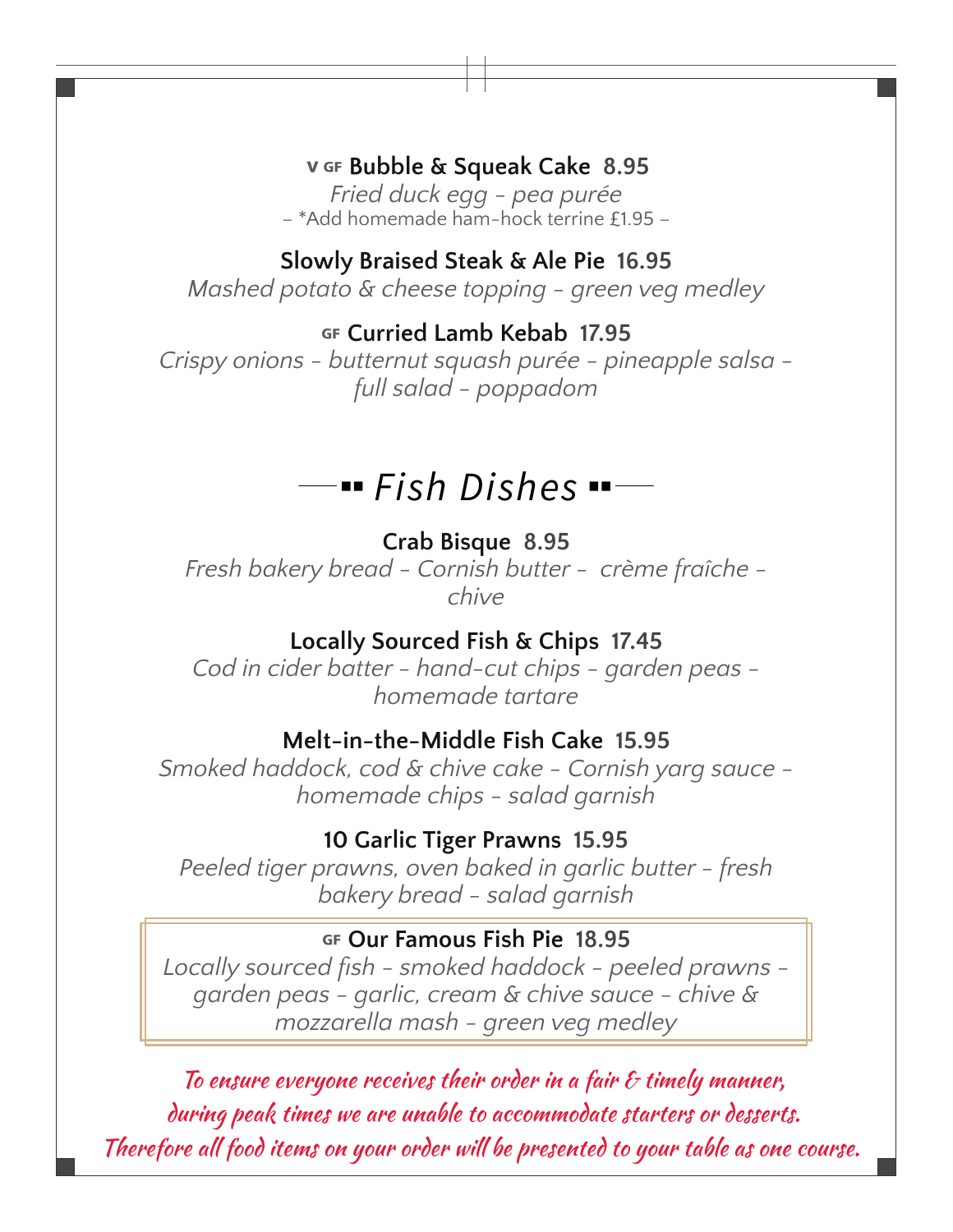**V GF Bubble & Squeak Cake 8.95**
*Fried duck egg - pea purée*
– *Add homemade ham-hock terrine £1.95 –

**Slowly Braised Steak & Ale Pie 16.95**
*Mashed potato & cheese topping - green veg medley*

**GF Curried Lamb Kebab 17.95**
*Crispy onions - butternut squash purée - pineapple salsa - full salad - poppadom*

## *Fish Dishes*

**Crab Bisque 8.95**
*Fresh bakery bread - Cornish butter - crème fraîche - chive*

**Locally Sourced Fish & Chips 17.45**
*Cod in cider batter - hand-cut chips - garden peas - homemade tartare*

**Melt-in-the-Middle Fish Cake 15.95**
*Smoked haddock, cod & chive cake - Cornish yarg sauce - homemade chips - salad garnish*

**10 Garlic Tiger Prawns 15.95**
*Peeled tiger prawns, oven baked in garlic butter - fresh bakery bread - salad garnish*

**GF Our Famous Fish Pie 18.95**
*Locally sourced fish - smoked haddock - peeled prawns - garden peas - garlic, cream & chive sauce - chive & mozzarella mash - green veg medley*

*To ensure everyone receives their order in a fair & timely manner, during peak times we are unable to accommodate starters or desserts. Therefore all food items on your order will be presented to your table as one course.*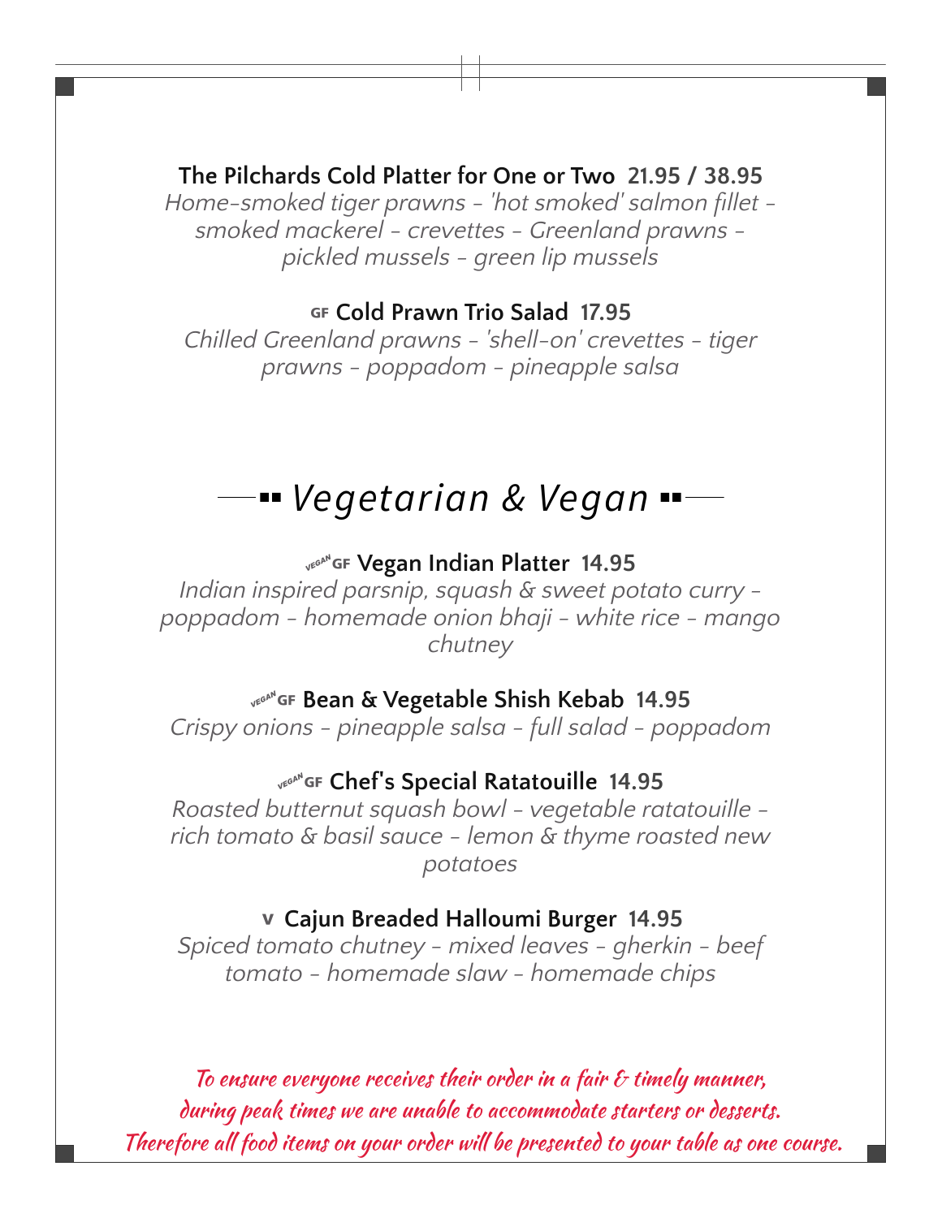**The Pilchards Cold Platter for One or Two 21.95 / 38.95**

*Home-smoked tiger prawns - 'hot smoked' salmon fillet - smoked mackerel - crevettes - Greenland prawns - pickled mussels - green lip mussels*

**GF Cold Prawn Trio Salad 17.95**

*Chilled Greenland prawns - 'shell-on' crevettes - tiger prawns - poppadom - pineapple salsa*

## *Vegetarian & Vegan*

**VEGAN GF Vegan Indian Platter 14.95**

*Indian inspired parsnip, squash & sweet potato curry - poppadom - homemade onion bhaji - white rice - mango chutney*

**VEGAN GF Bean & Vegetable Shish Kebab 14.95**

*Crispy onions - pineapple salsa - full salad - poppadom*

**VEGAN GF Chef's Special Ratatouille 14.95**

*Roasted butternut squash bowl - vegetable ratatouille - rich tomato & basil sauce - lemon & thyme roasted new potatoes*

**V Cajun Breaded Halloumi Burger 14.95**

*Spiced tomato chutney - mixed leaves - gherkin - beef tomato - homemade slaw - homemade chips*

*To ensure everyone receives their order in a fair & timely manner, during peak times we are unable to accommodate starters or desserts. Therefore all food items on your order will be presented to your table as one course.*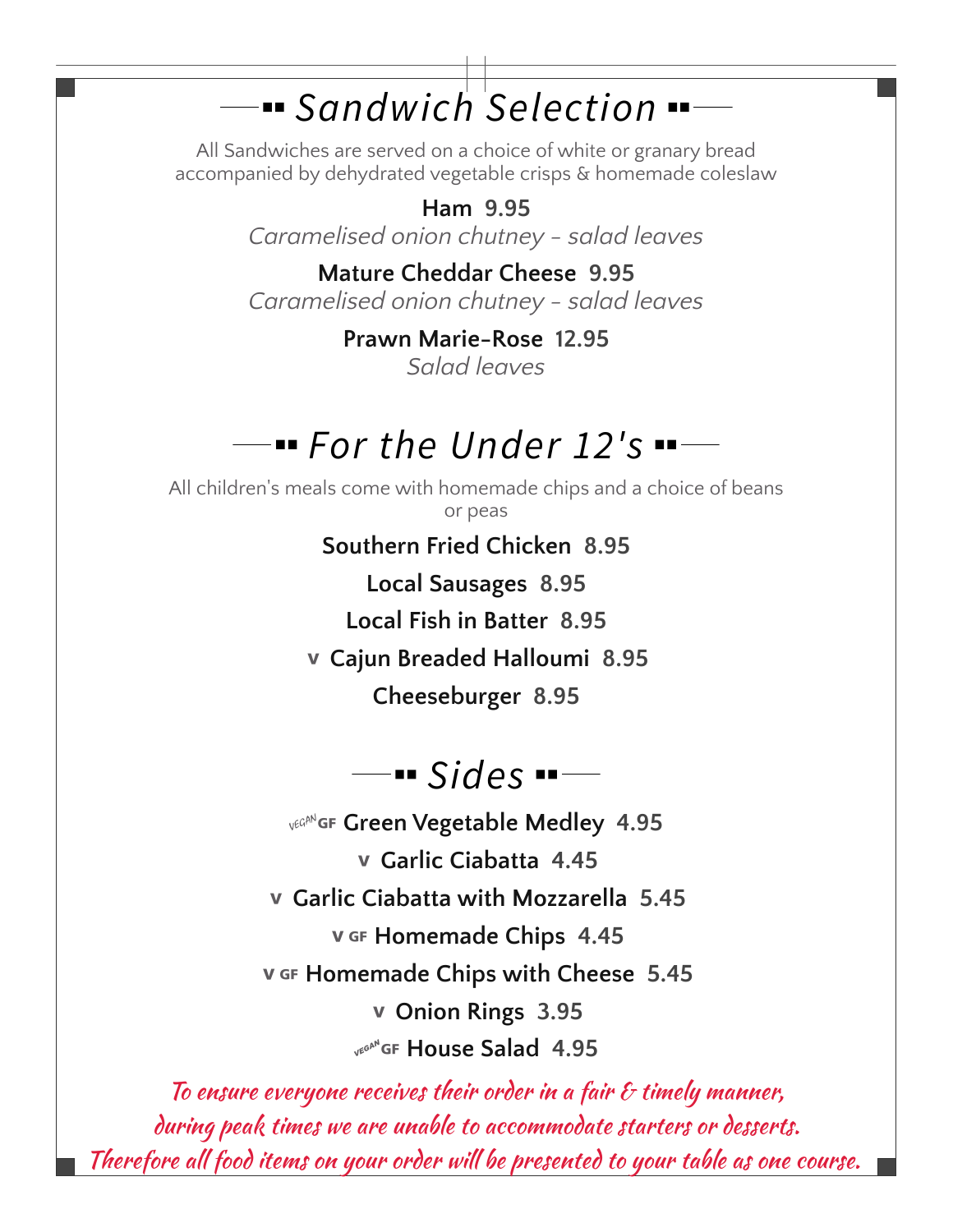## Sandwich Selection

All Sandwiches are served on a choice of white or granary bread accompanied by dehydrated vegetable crisps & homemade coleslaw

**Ham 9.95**
*Caramelised onion chutney - salad leaves*

**Mature Cheddar Cheese 9.95**
*Caramelised onion chutney - salad leaves*

**Prawn Marie-Rose 12.95**
*Salad leaves*

## For the Under 12's

All children's meals come with homemade chips and a choice of beans or peas

**Southern Fried Chicken 8.95**

**Local Sausages 8.95**

**Local Fish in Batter 8.95**

V **Cajun Breaded Halloumi 8.95**

**Cheeseburger 8.95**

## Sides

VEGAN GF **Green Vegetable Medley 4.95**

V **Garlic Ciabatta 4.45**

V **Garlic Ciabatta with Mozzarella 5.45**

V GF **Homemade Chips 4.45**

V GF **Homemade Chips with Cheese 5.45**

V **Onion Rings 3.95**

VEGAN GF **House Salad 4.95**

*To ensure everyone receives their order in a fair & timely manner, during peak times we are unable to accommodate starters or desserts. Therefore all food items on your order will be presented to your table as one course.*